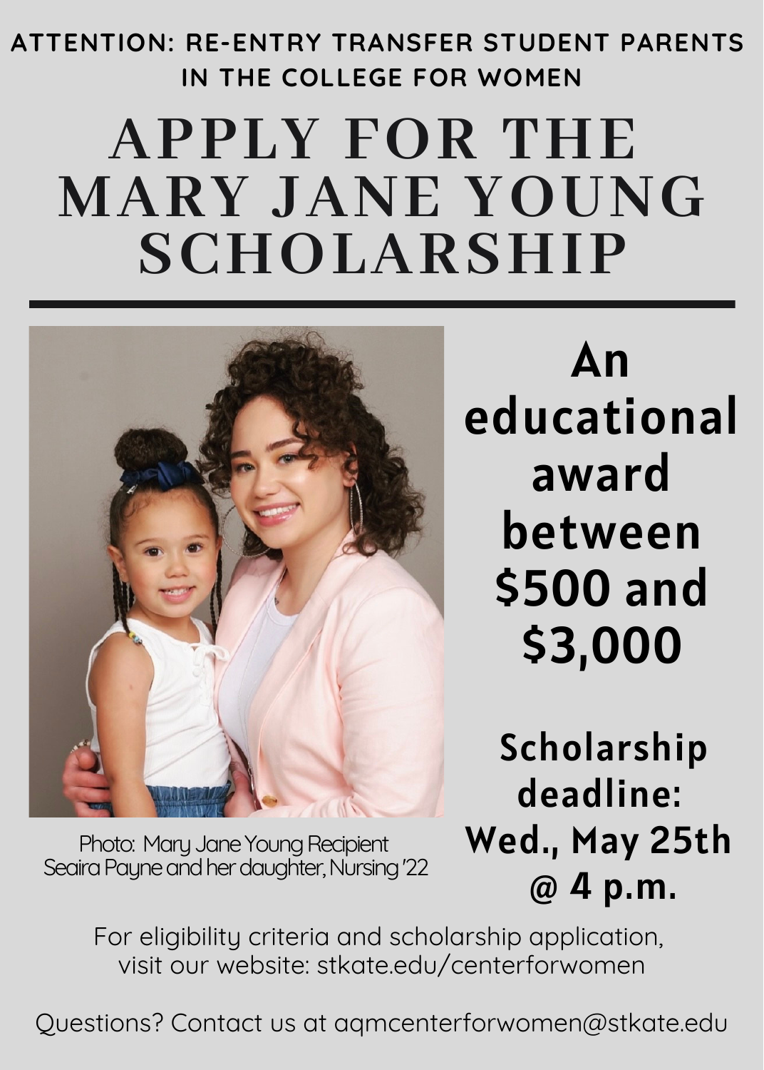ATTENTION: RE-ENTRY TRANSFER STUDENT PARENTS IN THE COLLEGE FOR WOMEN

# APPLY FOR THE MARY JANE YOUNG SCHOLARSHIP

Photo: Mary Jane Young Recipient Seaira Payne and her daughter, Nursing '22

**An educational award between $500 and $3,000**

**Scholarship deadline: Wed., May 25th @ 4 p.m.**

For eligibility criteria and scholarship application, visit our website: stkate.edu/centerforwomen

Questions? Contact us at aqmcenterforwomen@stkate.edu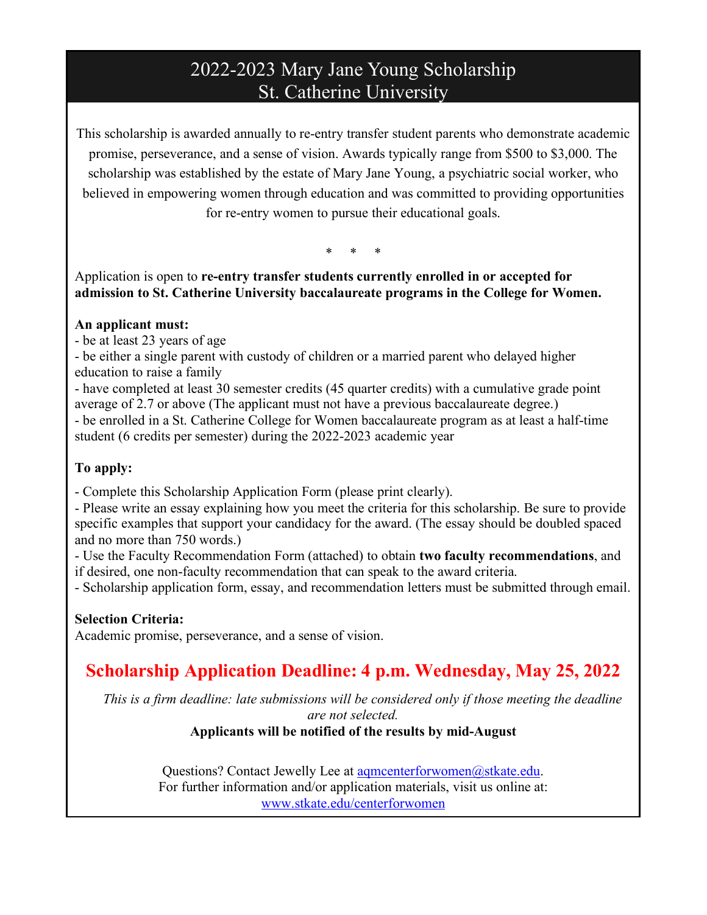# 2022-2023 Mary Jane Young Scholarship
# St. Catherine University

This scholarship is awarded annually to re-entry transfer student parents who demonstrate academic promise, perseverance, and a sense of vision. Awards typically range from $500 to $3,000. The scholarship was established by the estate of Mary Jane Young, a psychiatric social worker, who believed in empowering women through education and was committed to providing opportunities for re-entry women to pursue their educational goals.

\* \* \*

Application is open to **re-entry transfer students currently enrolled in or accepted for admission to St. Catherine University baccalaureate programs in the College for Women.**

**An applicant must:**

- be at least 23 years of age
- be either a single parent with custody of children or a married parent who delayed higher education to raise a family
- have completed at least 30 semester credits (45 quarter credits) with a cumulative grade point average of 2.7 or above (The applicant must not have a previous baccalaureate degree.)
- be enrolled in a St. Catherine College for Women baccalaureate program as at least a half-time student (6 credits per semester) during the 2022-2023 academic year

**To apply:**

- Complete this Scholarship Application Form (please print clearly).
- Please write an essay explaining how you meet the criteria for this scholarship. Be sure to provide specific examples that support your candidacy for the award. (The essay should be doubled spaced and no more than 750 words.)
- Use the Faculty Recommendation Form (attached) to obtain **two faculty recommendations**, and if desired, one non-faculty recommendation that can speak to the award criteria.
- Scholarship application form, essay, and recommendation letters must be submitted through email.

**Selection Criteria:**
Academic promise, perseverance, and a sense of vision.

## Scholarship Application Deadline: 4 p.m. Wednesday, May 25, 2022

*This is a firm deadline: late submissions will be considered only if those meeting the deadline are not selected.*

**Applicants will be notified of the results by mid-August**

Questions? Contact Jewelly Lee at aqmcenterforwomen@stkate.edu.
For further information and/or application materials, visit us online at:
www.stkate.edu/centerforwomen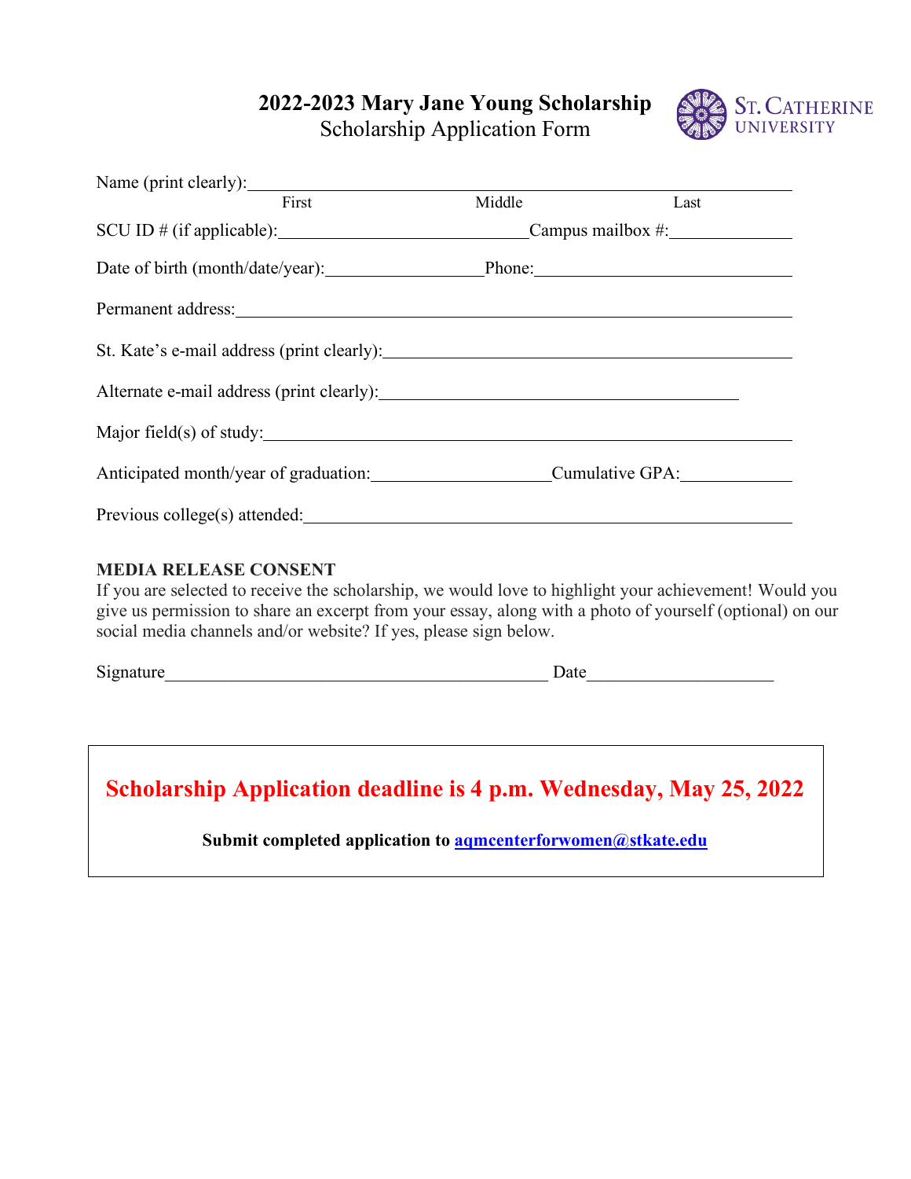# 2022-2023 Mary Jane Young Scholarship

Scholarship Application Form

St. Catherine University

Name (print clearly): ______________________________________________
First Middle Last

SCU ID # (if applicable): ____________________ Campus mailbox #: __________

Date of birth (month/date/year): ______________ Phone: ____________________

Permanent address: ______________________________________________

St. Kate's e-mail address (print clearly): ______________________________

Alternate e-mail address (print clearly): ______________________________

Major field(s) of study: ______________________________________________

Anticipated month/year of graduation: ________________ Cumulative GPA: __________

Previous college(s) attended: __________________________________________

**MEDIA RELEASE CONSENT**

If you are selected to receive the scholarship, we would love to highlight your achievement! Would you give us permission to share an excerpt from your essay, along with a photo of yourself (optional) on our social media channels and/or website? If yes, please sign below.

Signature ________________________________ Date ________________

**Scholarship Application deadline is 4 p.m. Wednesday, May 25, 2022**

**Submit completed application to [aqmcenterforwomen@stkate.edu](mailto:aqmcenterforwomen@stkate.edu)**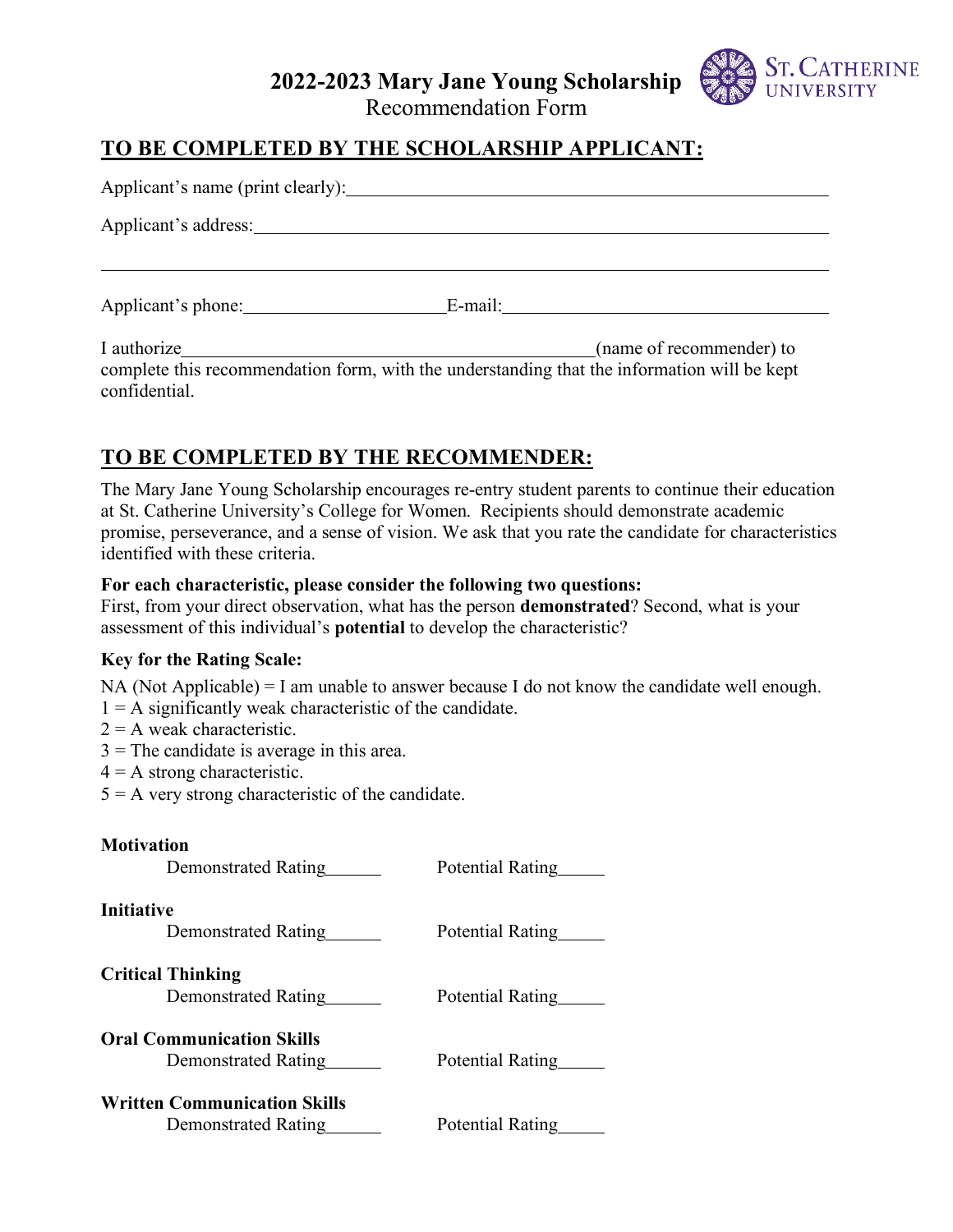# 2022-2023 Mary Jane Young Scholarship

Recommendation Form

## TO BE COMPLETED BY THE SCHOLARSHIP APPLICANT:

Applicant's name (print clearly):\_\_\_\_\_\_\_\_\_\_\_\_\_\_\_\_\_\_\_\_\_\_\_\_\_\_\_\_\_\_\_\_\_\_\_\_\_\_\_\_\_\_\_\_\_\_\_\_

Applicant's address:\_\_\_\_\_\_\_\_\_\_\_\_\_\_\_\_\_\_\_\_\_\_\_\_\_\_\_\_\_\_\_\_\_\_\_\_\_\_\_\_\_\_\_\_\_\_\_\_\_\_\_\_\_\_\_\_\_\_\_\_

\_\_\_\_\_\_\_\_\_\_\_\_\_\_\_\_\_\_\_\_\_\_\_\_\_\_\_\_\_\_\_\_\_\_\_\_\_\_\_\_\_\_\_\_\_\_\_\_\_\_\_\_\_\_\_\_\_\_\_\_\_\_\_\_\_\_\_\_\_\_\_\_\_\_\_\_\_\_

Applicant's phone:\_\_\_\_\_\_\_\_\_\_\_\_\_\_\_\_\_\_\_\_\_\_E-mail:\_\_\_\_\_\_\_\_\_\_\_\_\_\_\_\_\_\_\_\_\_\_\_\_\_\_\_\_\_\_\_\_\_\_\_\_\_

I authorize\_\_\_\_\_\_\_\_\_\_\_\_\_\_\_\_\_\_\_\_\_\_\_\_\_\_\_\_\_\_\_\_\_\_\_\_\_\_\_\_\_\_\_\_\_(name of recommender) to complete this recommendation form, with the understanding that the information will be kept confidential.

## TO BE COMPLETED BY THE RECOMMENDER:

The Mary Jane Young Scholarship encourages re-entry student parents to continue their education at St. Catherine University's College for Women. Recipients should demonstrate academic promise, perseverance, and a sense of vision. We ask that you rate the candidate for characteristics identified with these criteria.

**For each characteristic, please consider the following two questions:**
First, from your direct observation, what has the person **demonstrated**? Second, what is your assessment of this individual's **potential** to develop the characteristic?

**Key for the Rating Scale:**

NA (Not Applicable) = I am unable to answer because I do not know the candidate well enough.
1 = A significantly weak characteristic of the candidate.
2 = A weak characteristic.
3 = The candidate is average in this area.
4 = A strong characteristic.
5 = A very strong characteristic of the candidate.

**Motivation**
Demonstrated Rating\_\_\_\_\_\_ Potential Rating\_\_\_\_\_

**Initiative**
Demonstrated Rating\_\_\_\_\_\_ Potential Rating\_\_\_\_\_

**Critical Thinking**
Demonstrated Rating\_\_\_\_\_\_ Potential Rating\_\_\_\_\_

**Oral Communication Skills**
Demonstrated Rating\_\_\_\_\_\_ Potential Rating\_\_\_\_\_

**Written Communication Skills**
Demonstrated Rating\_\_\_\_\_\_ Potential Rating\_\_\_\_\_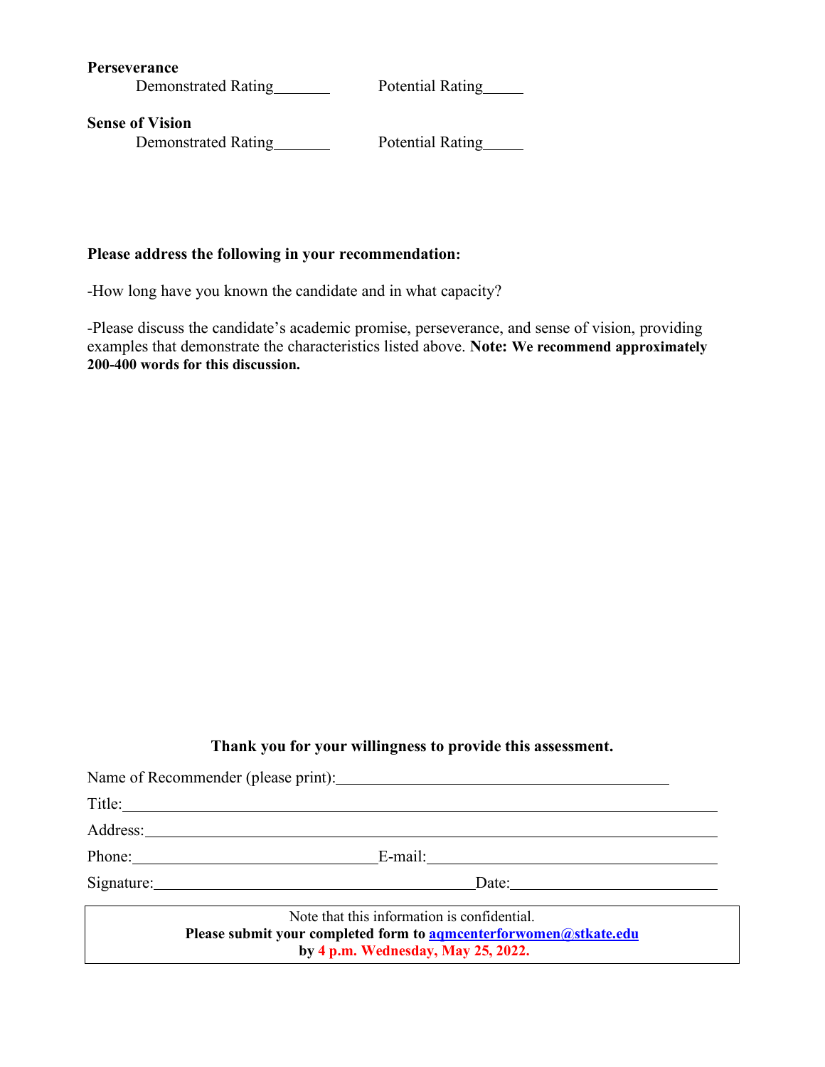**Perseverance**

Demonstrated Rating_______ Potential Rating_____

**Sense of Vision**

Demonstrated Rating_______ Potential Rating_____

**Please address the following in your recommendation:**

-How long have you known the candidate and in what capacity?

-Please discuss the candidate's academic promise, perseverance, and sense of vision, providing examples that demonstrate the characteristics listed above. **Note: We recommend approximately 200-400 words for this discussion.**

**Thank you for your willingness to provide this assessment.**

Name of Recommender (please print):________________________________________

Title:________________________________________________________________

Address:______________________________________________________________

Phone:____________________________ E-mail:_____________________________

Signature:________________________________ Date:_________________________

Note that this information is confidential.
**Please submit your completed form to [aqmcenterforwomen@stkate.edu](mailto:aqmcenterforwomen@stkate.edu)**
**by 4 p.m. Wednesday, May 25, 2022.**